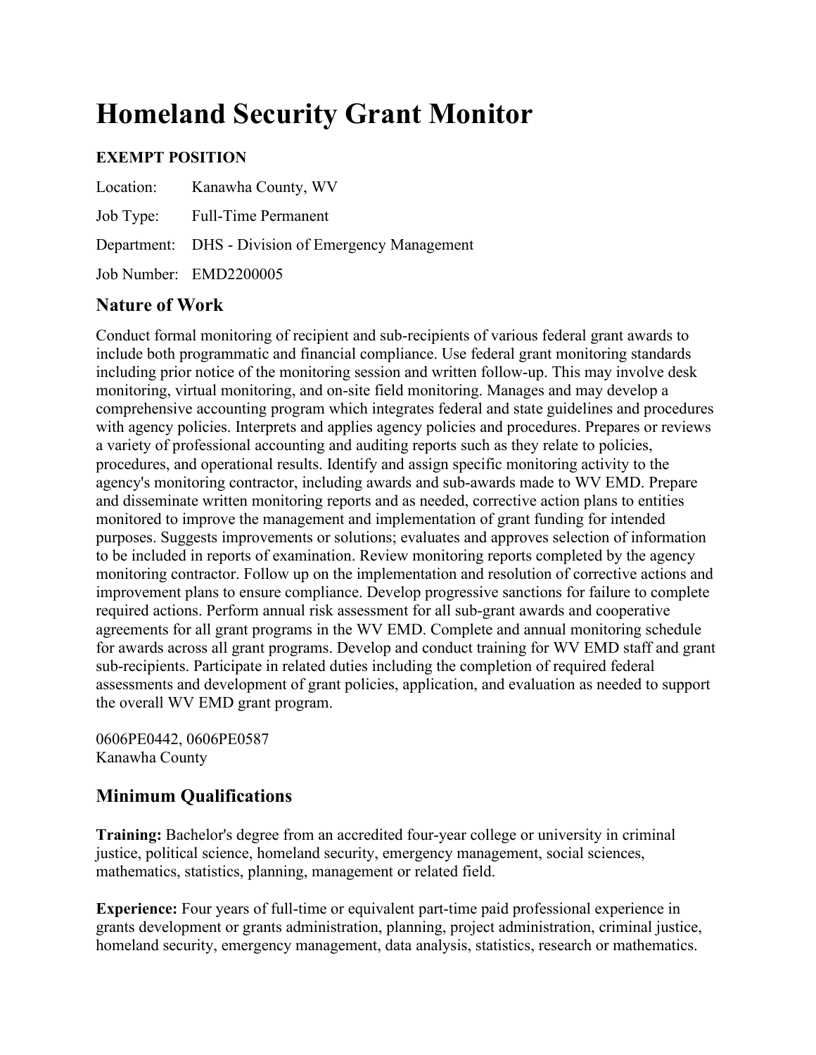# Homeland Security Grant Monitor

**EXEMPT POSITION**

Location: Kanawha County, WV

Job Type: Full-Time Permanent

Department: DHS - Division of Emergency Management

Job Number: EMD2200005

## Nature of Work

Conduct formal monitoring of recipient and sub-recipients of various federal grant awards to include both programmatic and financial compliance. Use federal grant monitoring standards including prior notice of the monitoring session and written follow-up. This may involve desk monitoring, virtual monitoring, and on-site field monitoring. Manages and may develop a comprehensive accounting program which integrates federal and state guidelines and procedures with agency policies. Interprets and applies agency policies and procedures. Prepares or reviews a variety of professional accounting and auditing reports such as they relate to policies, procedures, and operational results. Identify and assign specific monitoring activity to the agency's monitoring contractor, including awards and sub-awards made to WV EMD. Prepare and disseminate written monitoring reports and as needed, corrective action plans to entities monitored to improve the management and implementation of grant funding for intended purposes. Suggests improvements or solutions; evaluates and approves selection of information to be included in reports of examination. Review monitoring reports completed by the agency monitoring contractor. Follow up on the implementation and resolution of corrective actions and improvement plans to ensure compliance. Develop progressive sanctions for failure to complete required actions. Perform annual risk assessment for all sub-grant awards and cooperative agreements for all grant programs in the WV EMD. Complete and annual monitoring schedule for awards across all grant programs. Develop and conduct training for WV EMD staff and grant sub-recipients. Participate in related duties including the completion of required federal assessments and development of grant policies, application, and evaluation as needed to support the overall WV EMD grant program.

0606PE0442, 0606PE0587
Kanawha County

## Minimum Qualifications

**Training:** Bachelor's degree from an accredited four-year college or university in criminal justice, political science, homeland security, emergency management, social sciences, mathematics, statistics, planning, management or related field.

**Experience:** Four years of full-time or equivalent part-time paid professional experience in grants development or grants administration, planning, project administration, criminal justice, homeland security, emergency management, data analysis, statistics, research or mathematics.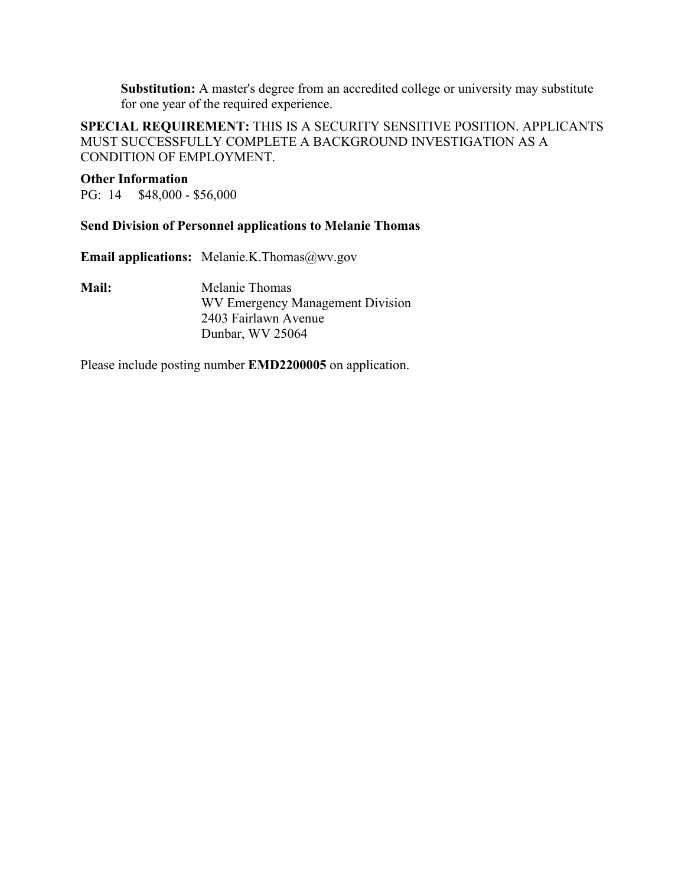**Substitution:** A master's degree from an accredited college or university may substitute for one year of the required experience.

**SPECIAL REQUIREMENT:** THIS IS A SECURITY SENSITIVE POSITION. APPLICANTS MUST SUCCESSFULLY COMPLETE A BACKGROUND INVESTIGATION AS A CONDITION OF EMPLOYMENT.

**Other Information**
PG: 14 $48,000 - $56,000

**Send Division of Personnel applications to Melanie Thomas**

**Email applications:** Melanie.K.Thomas@wv.gov

**Mail:**
Melanie Thomas
WV Emergency Management Division
2403 Fairlawn Avenue
Dunbar, WV 25064

Please include posting number **EMD2200005** on application.